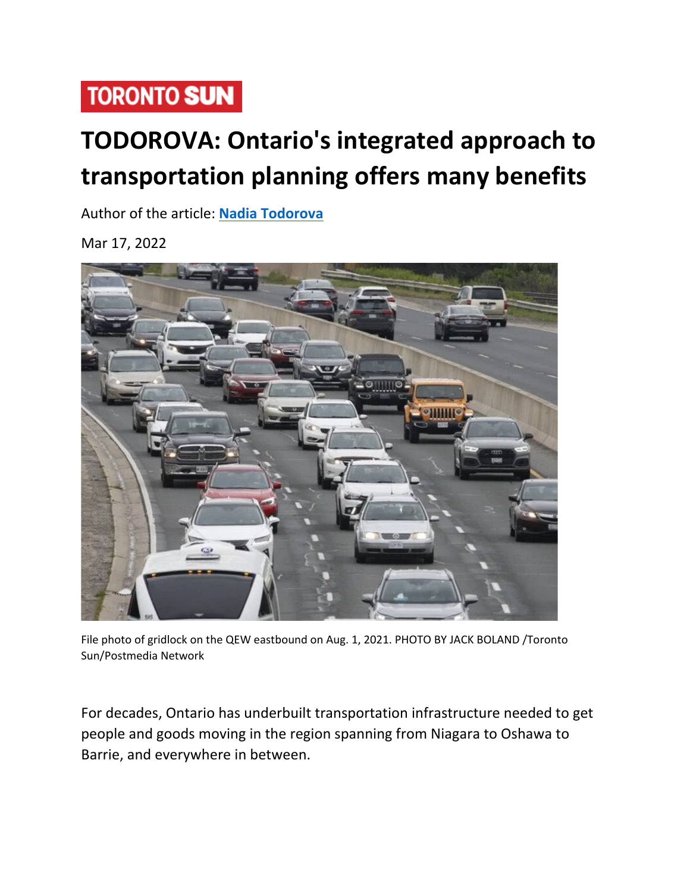TORONTO SUN

# TODOROVA: Ontario's integrated approach to transportation planning offers many benefits

Author of the article: **Nadia Todorova**

Mar 17, 2022

File photo of gridlock on the QEW eastbound on Aug. 1, 2021. PHOTO BY JACK BOLAND /Toronto Sun/Postmedia Network

For decades, Ontario has underbuilt transportation infrastructure needed to get people and goods moving in the region spanning from Niagara to Oshawa to Barrie, and everywhere in between.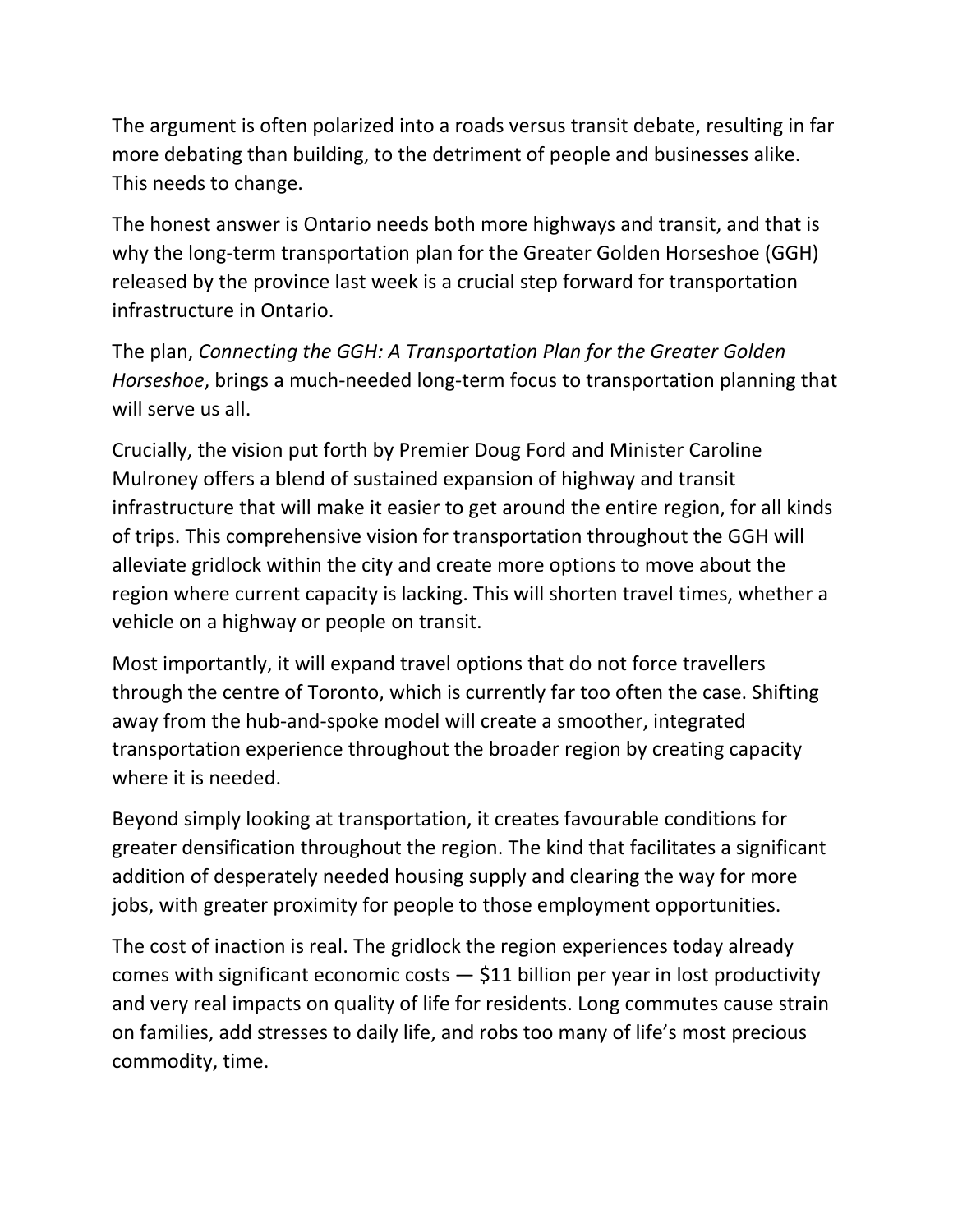The argument is often polarized into a roads versus transit debate, resulting in far more debating than building, to the detriment of people and businesses alike. This needs to change.

The honest answer is Ontario needs both more highways and transit, and that is why the long-term transportation plan for the Greater Golden Horseshoe (GGH) released by the province last week is a crucial step forward for transportation infrastructure in Ontario.

The plan, *Connecting the GGH: A Transportation Plan for the Greater Golden Horseshoe*, brings a much-needed long-term focus to transportation planning that will serve us all.

Crucially, the vision put forth by Premier Doug Ford and Minister Caroline Mulroney offers a blend of sustained expansion of highway and transit infrastructure that will make it easier to get around the entire region, for all kinds of trips. This comprehensive vision for transportation throughout the GGH will alleviate gridlock within the city and create more options to move about the region where current capacity is lacking. This will shorten travel times, whether a vehicle on a highway or people on transit.

Most importantly, it will expand travel options that do not force travellers through the centre of Toronto, which is currently far too often the case. Shifting away from the hub-and-spoke model will create a smoother, integrated transportation experience throughout the broader region by creating capacity where it is needed.

Beyond simply looking at transportation, it creates favourable conditions for greater densification throughout the region. The kind that facilitates a significant addition of desperately needed housing supply and clearing the way for more jobs, with greater proximity for people to those employment opportunities.

The cost of inaction is real. The gridlock the region experiences today already comes with significant economic costs — $11 billion per year in lost productivity and very real impacts on quality of life for residents. Long commutes cause strain on families, add stresses to daily life, and robs too many of life's most precious commodity, time.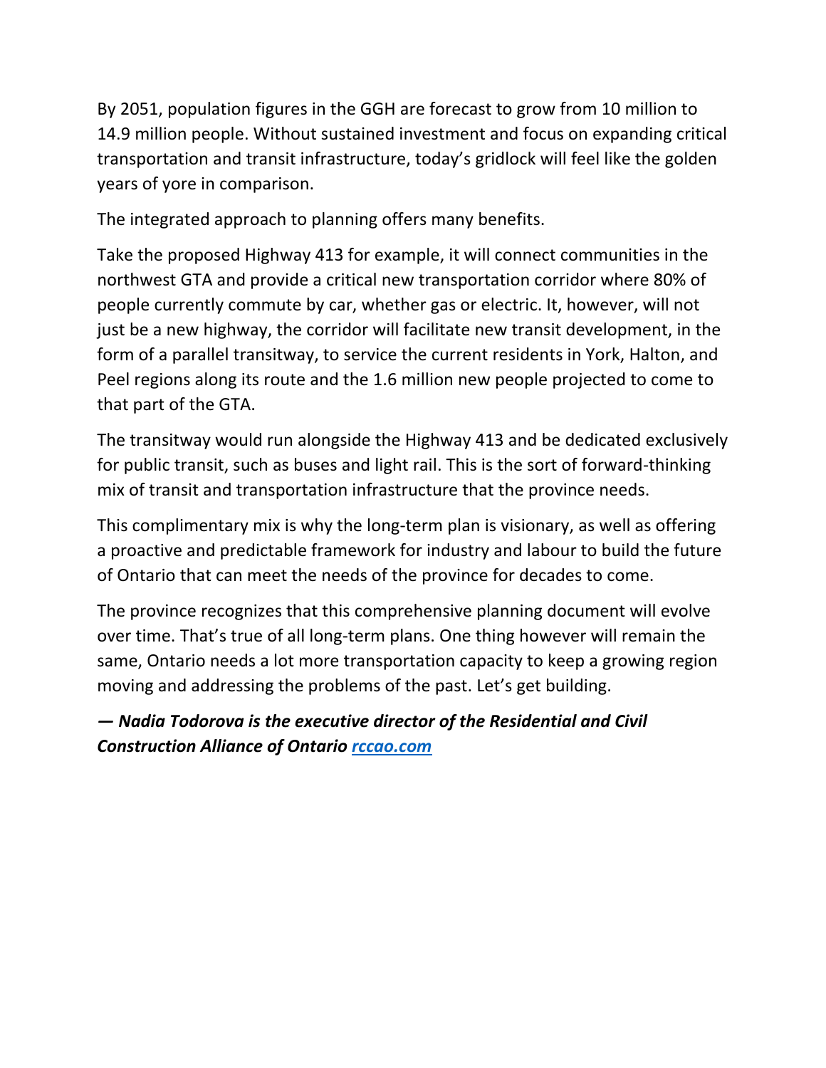By 2051, population figures in the GGH are forecast to grow from 10 million to 14.9 million people. Without sustained investment and focus on expanding critical transportation and transit infrastructure, today's gridlock will feel like the golden years of yore in comparison.

The integrated approach to planning offers many benefits.

Take the proposed Highway 413 for example, it will connect communities in the northwest GTA and provide a critical new transportation corridor where 80% of people currently commute by car, whether gas or electric. It, however, will not just be a new highway, the corridor will facilitate new transit development, in the form of a parallel transitway, to service the current residents in York, Halton, and Peel regions along its route and the 1.6 million new people projected to come to that part of the GTA.

The transitway would run alongside the Highway 413 and be dedicated exclusively for public transit, such as buses and light rail. This is the sort of forward-thinking mix of transit and transportation infrastructure that the province needs.

This complimentary mix is why the long-term plan is visionary, as well as offering a proactive and predictable framework for industry and labour to build the future of Ontario that can meet the needs of the province for decades to come.

The province recognizes that this comprehensive planning document will evolve over time. That's true of all long-term plans. One thing however will remain the same, Ontario needs a lot more transportation capacity to keep a growing region moving and addressing the problems of the past. Let's get building.

***— Nadia Todorova is the executive director of the Residential and Civil Construction Alliance of Ontario [rccao.com](rccao.com)***